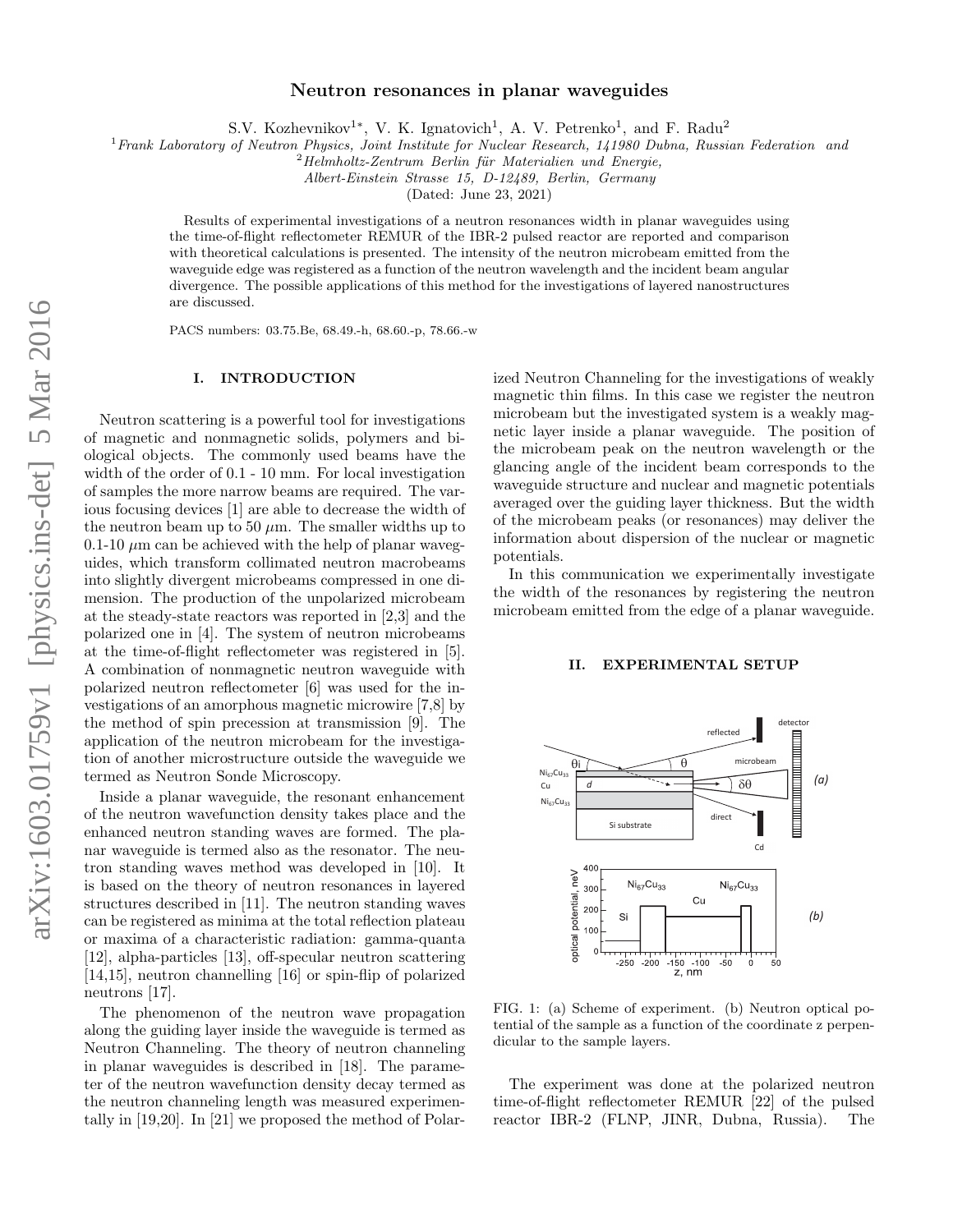# Neutron resonances in planar waveguides

S.V. Kozhevnikov[1*], V. K. Ignatovich[1], A. V. Petrenko[1], and F. Radu[2]

[1]*Frank Laboratory of Neutron Physics, Joint Institute for Nuclear Research, 141980 Dubna, Russian Federation and*
[2]*Helmholtz-Zentrum Berlin für Materialien und Energie, Albert-Einstein Strasse 15, D-12489, Berlin, Germany*

(Dated: June 23, 2021)

Results of experimental investigations of a neutron resonances width in planar waveguides using the time-of-flight reflectometer REMUR of the IBR-2 pulsed reactor are reported and comparison with theoretical calculations is presented. The intensity of the neutron microbeam emitted from the waveguide edge was registered as a function of the neutron wavelength and the incident beam angular divergence. The possible applications of this method for the investigations of layered nanostructures are discussed.

PACS numbers: 03.75.Be, 68.49.-h, 68.60.-p, 78.66.-w

## I. INTRODUCTION

Neutron scattering is a powerful tool for investigations of magnetic and nonmagnetic solids, polymers and biological objects. The commonly used beams have the width of the order of 0.1 - 10 mm. For local investigation of samples the more narrow beams are required. The various focusing devices [1] are able to decrease the width of the neutron beam up to 50 $\mu$m. The smaller widths up to 0.1-10 $\mu$m can be achieved with the help of planar waveguides, which transform collimated neutron macrobeams into slightly divergent microbeams compressed in one dimension. The production of the unpolarized microbeam at the steady-state reactors was reported in [2,3] and the polarized one in [4]. The system of neutron microbeams at the time-of-flight reflectometer was registered in [5]. A combination of nonmagnetic neutron waveguide with polarized neutron reflectometer [6] was used for the investigations of an amorphous magnetic microwire [7,8] by the method of spin precession at transmission [9]. The application of the neutron microbeam for the investigation of another microstructure outside the waveguide we termed as Neutron Sonde Microscopy.

Inside a planar waveguide, the resonant enhancement of the neutron wavefunction density takes place and the enhanced neutron standing waves are formed. The planar waveguide is termed also as the resonator. The neutron standing waves method was developed in [10]. It is based on the theory of neutron resonances in layered structures described in [11]. The neutron standing waves can be registered as minima at the total reflection plateau or maxima of a characteristic radiation: gamma-quanta [12], alpha-particles [13], off-specular neutron scattering [14,15], neutron channelling [16] or spin-flip of polarized neutrons [17].

The phenomenon of the neutron wave propagation along the guiding layer inside the waveguide is termed as Neutron Channeling. The theory of neutron channeling in planar waveguides is described in [18]. The parameter of the neutron wavefunction density decay termed as the neutron channeling length was measured experimentally in [19,20]. In [21] we proposed the method of Polarized Neutron Channeling for the investigations of weakly magnetic thin films. In this case we register the neutron microbeam but the investigated system is a weakly magnetic layer inside a planar waveguide. The position of the microbeam peak on the neutron wavelength or the glancing angle of the incident beam corresponds to the waveguide structure and nuclear and magnetic potentials averaged over the guiding layer thickness. But the width of the microbeam peaks (or resonances) may deliver the information about dispersion of the nuclear or magnetic potentials.

In this communication we experimentally investigate the width of the resonances by registering the neutron microbeam emitted from the edge of a planar waveguide.

## II. EXPERIMENTAL SETUP

FIG. 1: (a) Scheme of experiment. (b) Neutron optical potential of the sample as a function of the coordinate z perpendicular to the sample layers.

The experiment was done at the polarized neutron time-of-flight reflectometer REMUR [22] of the pulsed reactor IBR-2 (FLNP, JINR, Dubna, Russia). The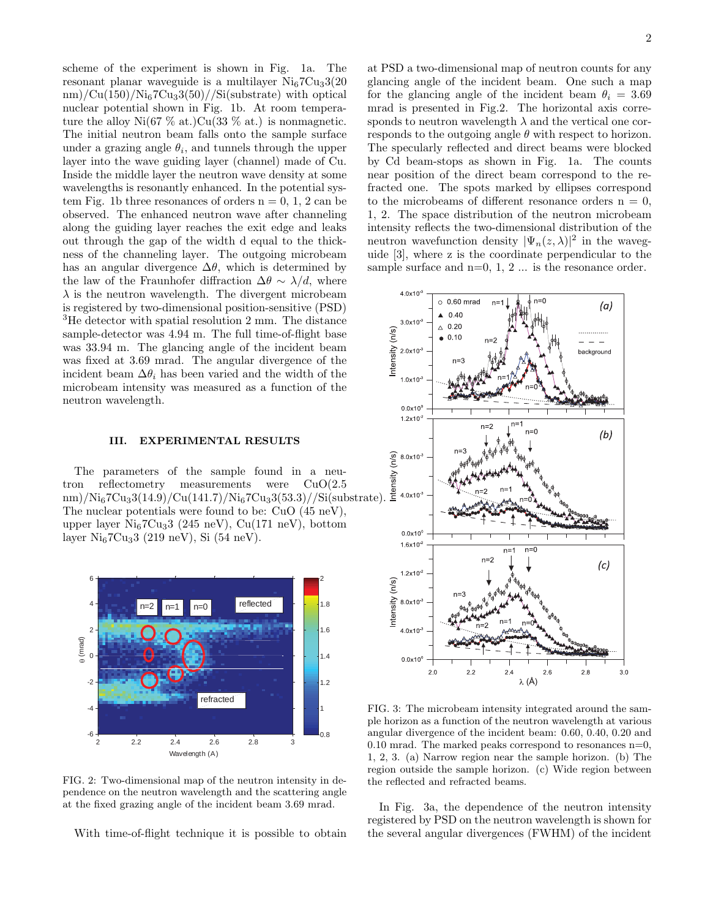scheme of the experiment is shown in Fig. 1a. The resonant planar waveguide is a multilayer $Ni_67Cu_33$(20 nm)/Cu(150)/$Ni_67Cu_33$(50)//Si(substrate) with optical nuclear potential shown in Fig. 1b. At room temperature the alloy Ni(67 % at.)Cu(33 % at.) is nonmagnetic. The initial neutron beam falls onto the sample surface under a grazing angle $\theta_i$, and tunnels through the upper layer into the wave guiding layer (channel) made of Cu. Inside the middle layer the neutron wave density at some wavelengths is resonantly enhanced. In the potential system Fig. 1b three resonances of orders n = 0, 1, 2 can be observed. The enhanced neutron wave after channeling along the guiding layer reaches the exit edge and leaks out through the gap of the width d equal to the thickness of the channeling layer. The outgoing microbeam has an angular divergence $\Delta\theta$, which is determined by the law of the Fraunhofer diffraction $\Delta\theta \sim \lambda/d$, where $\lambda$ is the neutron wavelength. The divergent microbeam is registered by two-dimensional position-sensitive (PSD) $^3$He detector with spatial resolution 2 mm. The distance sample-detector was 4.94 m. The full time-of-flight base was 33.94 m. The glancing angle of the incident beam was fixed at 3.69 mrad. The angular divergence of the incident beam $\Delta\theta_i$ has been varied and the width of the microbeam intensity was measured as a function of the neutron wavelength.

## III. EXPERIMENTAL RESULTS

The parameters of the sample found in a neutron reflectometry measurements were CuO(2.5 nm)/$Ni_67Cu_33$(14.9)/Cu(141.7)/$Ni_67Cu_33$(53.3)//Si(substrate). The nuclear potentials were found to be: CuO (45 neV), upper layer $Ni_67Cu_33$ (245 neV), Cu(171 neV), bottom layer $Ni_67Cu_33$ (219 neV), Si (54 neV).

FIG. 2: Two-dimensional map of the neutron intensity in dependence on the neutron wavelength and the scattering angle at the fixed grazing angle of the incident beam 3.69 mrad.

With time-of-flight technique it is possible to obtain at PSD a two-dimensional map of neutron counts for any glancing angle of the incident beam. One such a map for the glancing angle of the incident beam $\theta_i$ = 3.69 mrad is presented in Fig.2. The horizontal axis corresponds to neutron wavelength $\lambda$ and the vertical one corresponds to the outgoing angle $\theta$ with respect to horizon. The specularly reflected and direct beams were blocked by Cd beam-stops as shown in Fig. 1a. The counts near position of the direct beam correspond to the refracted one. The spots marked by ellipses correspond to the microbeams of different resonance orders n = 0, 1, 2. The space distribution of the neutron microbeam intensity reflects the two-dimensional distribution of the neutron wavefunction density $|\Psi_n(z, \lambda)|^2$ in the waveguide [3], where z is the coordinate perpendicular to the sample surface and n=0, 1, 2 ... is the resonance order.

FIG. 3: The microbeam intensity integrated around the sample horizon as a function of the neutron wavelength at various angular divergence of the incident beam: 0.60, 0.40, 0.20 and 0.10 mrad. The marked peaks correspond to resonances n=0, 1, 2, 3. (a) Narrow region near the sample horizon. (b) The region outside the sample horizon. (c) Wide region between the reflected and refracted beams.

In Fig. 3a, the dependence of the neutron intensity registered by PSD on the neutron wavelength is shown for the several angular divergences (FWHM) of the incident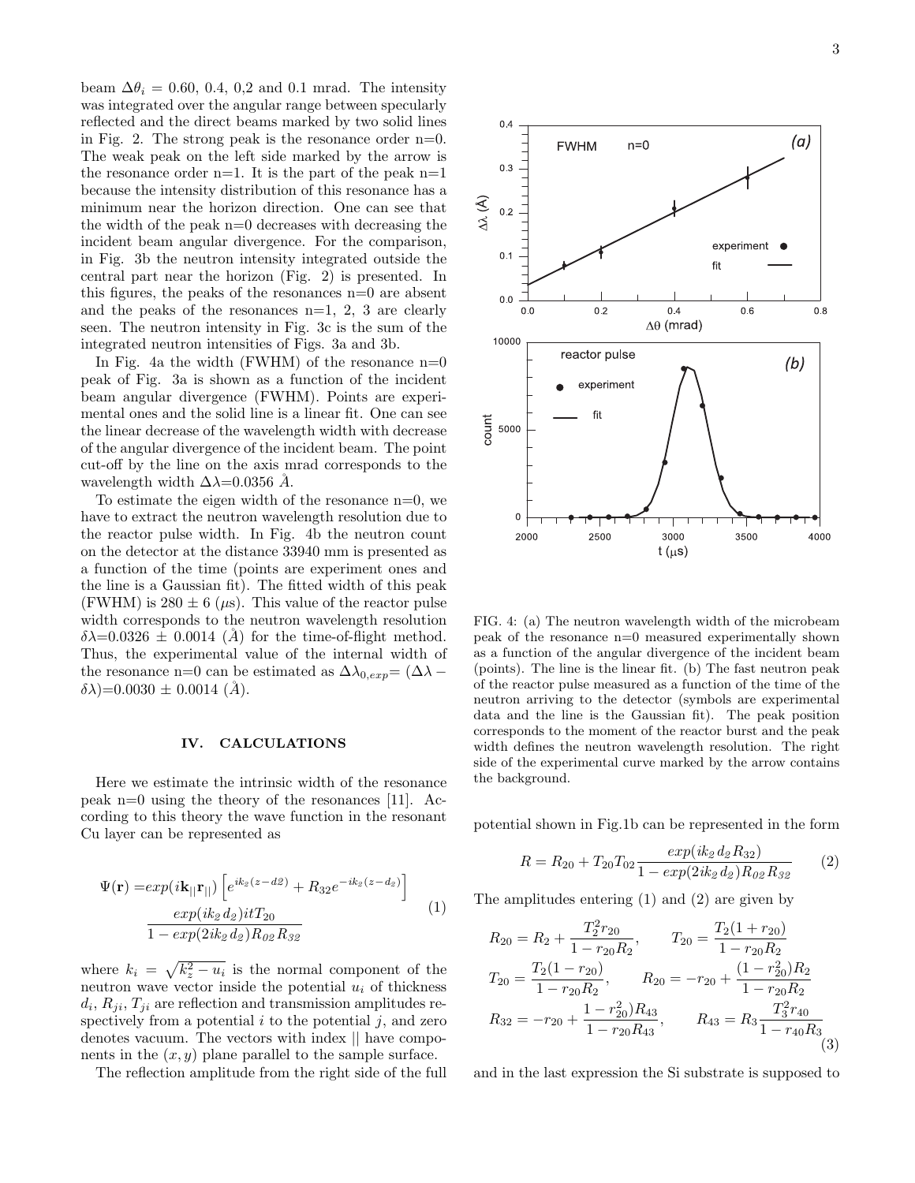beam $\Delta\theta_i$ = 0.60, 0.4, 0,2 and 0.1 mrad. The intensity was integrated over the angular range between specularly reflected and the direct beams marked by two solid lines in Fig. 2. The strong peak is the resonance order n=0. The weak peak on the left side marked by the arrow is the resonance order n=1. It is the part of the peak n=1 because the intensity distribution of this resonance has a minimum near the horizon direction. One can see that the width of the peak n=0 decreases with decreasing the incident beam angular divergence. For the comparison, in Fig. 3b the neutron intensity integrated outside the central part near the horizon (Fig. 2) is presented. In this figures, the peaks of the resonances n=0 are absent and the peaks of the resonances n=1, 2, 3 are clearly seen. The neutron intensity in Fig. 3c is the sum of the integrated neutron intensities of Figs. 3a and 3b.

In Fig. 4a the width (FWHM) of the resonance n=0 peak of Fig. 3a is shown as a function of the incident beam angular divergence (FWHM). Points are experimental ones and the solid line is a linear fit. One can see the linear decrease of the wavelength width with decrease of the angular divergence of the incident beam. The point cut-off by the line on the axis mrad corresponds to the wavelength width $\Delta\lambda$=0.0356 Å.

To estimate the eigen width of the resonance n=0, we have to extract the neutron wavelength resolution due to the reactor pulse width. In Fig. 4b the neutron count on the detector at the distance 33940 mm is presented as a function of the time (points are experiment ones and the line is a Gaussian fit). The fitted width of this peak (FWHM) is 280 ± 6 ($\mu$s). This value of the reactor pulse width corresponds to the neutron wavelength resolution $\delta\lambda$=0.0326 ± 0.0014 (Å) for the time-of-flight method. Thus, the experimental value of the internal width of the resonance n=0 can be estimated as $\Delta\lambda_{0,exp}$= $(\Delta\lambda - \delta\lambda)$=0.0030 ± 0.0014 (Å).

FIG. 4: (a) The neutron wavelength width of the microbeam peak of the resonance n=0 measured experimentally shown as a function of the angular divergence of the incident beam (points). The line is the linear fit. (b) The fast neutron peak of the reactor pulse measured as a function of the time of the neutron arriving to the detector (symbols are experimental data and the line is the Gaussian fit). The peak position corresponds to the moment of the reactor burst and the peak width defines the neutron wavelength resolution. The right side of the experimental curve marked by the arrow contains the background.

## IV. CALCULATIONS

Here we estimate the intrinsic width of the resonance peak n=0 using the theory of the resonances [11]. According to this theory the wave function in the resonant Cu layer can be represented as

$$\Psi(\mathbf{r}) = exp(i\mathbf{k}_{||}\mathbf{r}_{||})\left[e^{ik_2(z-d2)} + R_{32}e^{-ik_2(z-d_2)}\right] \frac{exp(ik_2 d_2)itT_{20}}{1 - exp(2ik_2 d_2)R_{02}R_{32}} \tag{1}$$

where $k_i = \sqrt{k_z^2 - u_i}$ is the normal component of the neutron wave vector inside the potential $u_i$ of thickness $d_i$, $R_{ji}$, $T_{ji}$ are reflection and transmission amplitudes respectively from a potential $i$ to the potential $j$, and zero denotes vacuum. The vectors with index $||$ have components in the $(x, y)$ plane parallel to the sample surface.

The reflection amplitude from the right side of the full potential shown in Fig.1b can be represented in the form

$$R = R_{20} + T_{20}T_{02}\frac{exp(ik_2 d_2 R_{32})}{1 - exp(2ik_2 d_2)R_{02}R_{32}} \tag{2}$$

The amplitudes entering (1) and (2) are given by

$$R_{20} = R_2 + \frac{T_2^2 r_{20}}{1 - r_{20}R_2}, \qquad T_{20} = \frac{T_2(1 + r_{20})}{1 - r_{20}R_2}$$
$$T_{20} = \frac{T_2(1 - r_{20})}{1 - r_{20}R_2}, \qquad R_{20} = -r_{20} + \frac{(1 - r_{20}^2)R_2}{1 - r_{20}R_2}$$
$$R_{32} = -r_{20} + \frac{1 - r_{20}^2)R_{43}}{1 - r_{20}R_{43}}, \qquad R_{43} = R_3\frac{T_3^2 r_{40}}{1 - r_{40}R_3} \tag{3}$$

and in the last expression the Si substrate is supposed to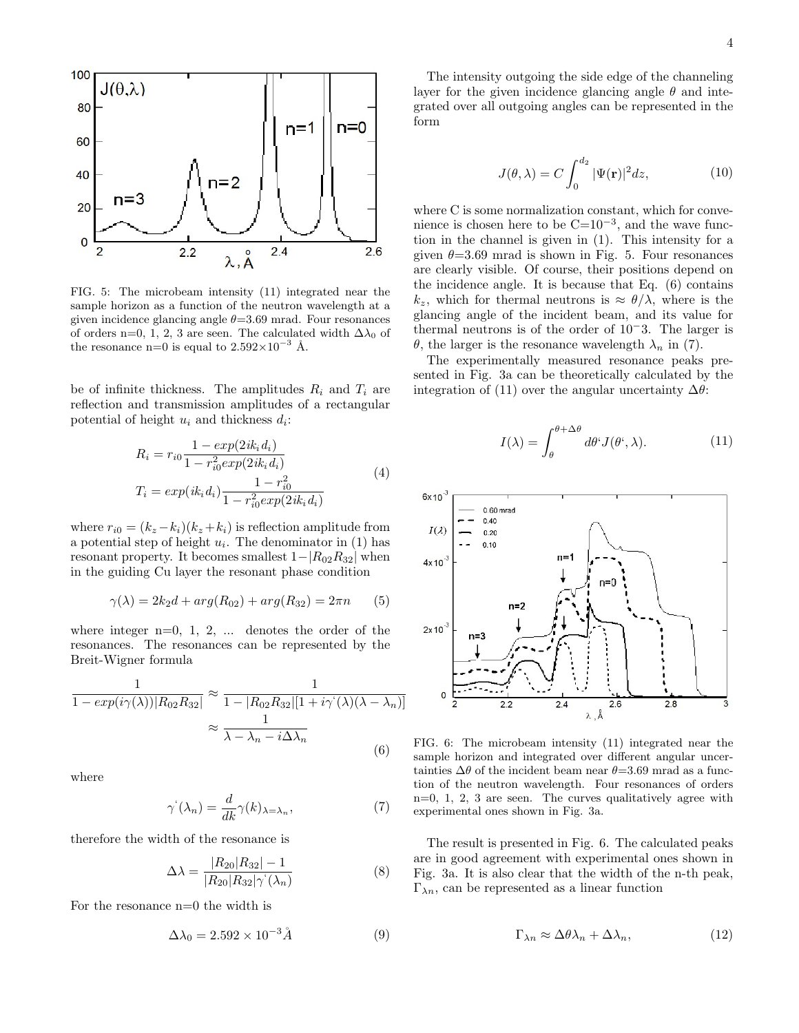FIG. 5: The microbeam intensity (11) integrated near the sample horizon as a function of the neutron wavelength at a given incidence glancing angle θ=3.69 mrad. Four resonances of orders n=0, 1, 2, 3 are seen. The calculated width $\Delta\lambda_0$ of the resonance n=0 is equal to $2.592\times10^{-3}$ Å.

be of infinite thickness. The amplitudes $R_i$ and $T_i$ are reflection and transmission amplitudes of a rectangular potential of height $u_i$ and thickness $d_i$:

$$
\begin{aligned}
R_i &= r_{i0}\frac{1-exp(2ik_id_i)}{1-r_{i0}^2exp(2ik_id_i)} \\
T_i &= exp(ik_id_i)\frac{1-r_{i0}^2}{1-r_{i0}^2exp(2ik_id_i)}
\end{aligned}
\tag{4}
$$

where $r_{i0}=(k_z-k_i)(k_z+k_i)$ is reflection amplitude from a potential step of height $u_i$. The denominator in (1) has resonant property. It becomes smallest $1-|R_{02}R_{32}|$ when in the guiding Cu layer the resonant phase condition

$$
\gamma(\lambda)=2k_2d+arg(R_{02})+arg(R_{32})=2\pi n \tag{5}
$$

where integer n=0, 1, 2, ... denotes the order of the resonances. The resonances can be represented by the Breit-Wigner formula

$$
\begin{aligned}
\frac{1}{1-exp(i\gamma(\lambda))|R_{02}R_{32}|} &\approx \frac{1}{1-|R_{02}R_{32}|[1+i\gamma^{`}(\lambda)(\lambda-\lambda_n)]} \\
&\approx \frac{1}{\lambda-\lambda_n-i\Delta\lambda_n}
\end{aligned}
\tag{6}
$$

where

$$
\gamma^{`}(\lambda_n)=\frac{d}{dk}\gamma(k)_{\lambda=\lambda_n}, \tag{7}
$$

therefore the width of the resonance is

$$
\Delta\lambda=\frac{|R_{20}|R_{32}|-1}{|R_{20}|R_{32}|\gamma^{`}(\lambda_n)} \tag{8}
$$

For the resonance n=0 the width is

$$
\Delta\lambda_0=2.592\times10^{-3}\mathring{A} \tag{9}
$$

The intensity outgoing the side edge of the channeling layer for the given incidence glancing angle $\theta$ and integrated over all outgoing angles can be represented in the form

$$
J(\theta,\lambda)=C\int_0^{d_2}|\Psi(\mathbf{r})|^2dz, \tag{10}
$$

where C is some normalization constant, which for convenience is chosen here to be C=$10^{-3}$, and the wave function in the channel is given in (1). This intensity for a given $\theta$=3.69 mrad is shown in Fig. 5. Four resonances are clearly visible. Of course, their positions depend on the incidence angle. It is because that Eq. (6) contains $k_z$, which for thermal neutrons is $\approx\theta/\lambda$, where is the glancing angle of the incident beam, and its value for thermal neutrons is of the order of $10^{-}3$. The larger is $\theta$, the larger is the resonance wavelength $\lambda_n$ in (7).

The experimentally measured resonance peaks presented in Fig. 3a can be theoretically calculated by the integration of (11) over the angular uncertainty $\Delta\theta$:

$$
I(\lambda)=\int_\theta^{\theta+\Delta\theta}d\theta^{`}J(\theta^{`},\lambda). \tag{11}
$$

FIG. 6: The microbeam intensity (11) integrated near the sample horizon and integrated over different angular uncertainties $\Delta\theta$ of the incident beam near θ=3.69 mrad as a function of the neutron wavelength. Four resonances of orders n=0, 1, 2, 3 are seen. The curves qualitatively agree with experimental ones shown in Fig. 3a.

The result is presented in Fig. 6. The calculated peaks are in good agreement with experimental ones shown in Fig. 3a. It is also clear that the width of the n-th peak, $\Gamma_{\lambda n}$, can be represented as a linear function

$$
\Gamma_{\lambda n}\approx\Delta\theta\lambda_n+\Delta\lambda_n, \tag{12}
$$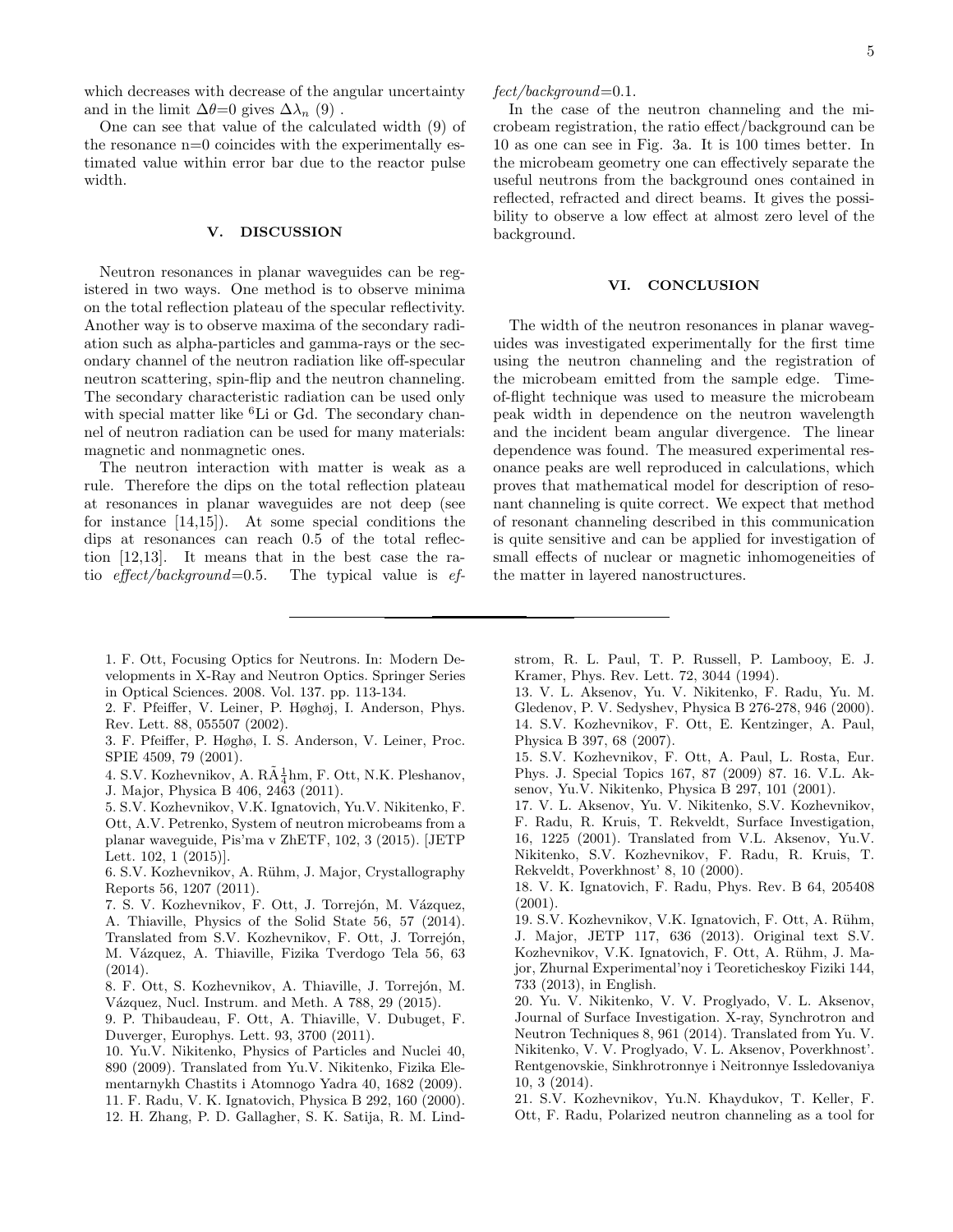which decreases with decrease of the angular uncertainty and in the limit $\Delta\theta$=0 gives $\Delta\lambda_n$ (9) .

One can see that value of the calculated width (9) of the resonance n=0 coincides with the experimentally estimated value within error bar due to the reactor pulse width.

## V. DISCUSSION

Neutron resonances in planar waveguides can be registered in two ways. One method is to observe minima on the total reflection plateau of the specular reflectivity. Another way is to observe maxima of the secondary radiation such as alpha-particles and gamma-rays or the secondary channel of the neutron radiation like off-specular neutron scattering, spin-flip and the neutron channeling. The secondary characteristic radiation can be used only with special matter like $^6$Li or Gd. The secondary channel of neutron radiation can be used for many materials: magnetic and nonmagnetic ones.

The neutron interaction with matter is weak as a rule. Therefore the dips on the total reflection plateau at resonances in planar waveguides are not deep (see for instance [14,15]). At some special conditions the dips at resonances can reach 0.5 of the total reflection [12,13]. It means that in the best case the ratio *effect/background*=0.5. The typical value is *effect/background*=0.1.

In the case of the neutron channeling and the microbeam registration, the ratio effect/background can be 10 as one can see in Fig. 3a. It is 100 times better. In the microbeam geometry one can effectively separate the useful neutrons from the background ones contained in reflected, refracted and direct beams. It gives the possibility to observe a low effect at almost zero level of the background.

## VI. CONCLUSION

The width of the neutron resonances in planar waveguides was investigated experimentally for the first time using the neutron channeling and the registration of the microbeam emitted from the sample edge. Time-of-flight technique was used to measure the microbeam peak width in dependence on the neutron wavelength and the incident beam angular divergence. The linear dependence was found. The measured experimental resonance peaks are well reproduced in calculations, which proves that mathematical model for description of resonant channeling is quite correct. We expect that method of resonant channeling described in this communication is quite sensitive and can be applied for investigation of small effects of nuclear or magnetic inhomogeneities of the matter in layered nanostructures.

---

1. F. Ott, Focusing Optics for Neutrons. In: Modern Developments in X-Ray and Neutron Optics. Springer Series in Optical Sciences. 2008. Vol. 137. pp. 113-134.
2. F. Pfeiffer, V. Leiner, P. Høghøj, I. Anderson, Phys. Rev. Lett. 88, 055507 (2002).
3. F. Pfeiffer, P. Høghø, I. S. Anderson, V. Leiner, Proc. SPIE 4509, 79 (2001).
4. S.V. Kozhevnikov, A. RÃ¼hm, F. Ott, N.K. Pleshanov, J. Major, Physica B 406, 2463 (2011).
5. S.V. Kozhevnikov, V.K. Ignatovich, Yu.V. Nikitenko, F. Ott, A.V. Petrenko, System of neutron microbeams from a planar waveguide, Pis'ma v ZhETF, 102, 3 (2015). [JETP Lett. 102, 1 (2015)].
6. S.V. Kozhevnikov, A. Rühm, J. Major, Crystallography Reports 56, 1207 (2011).
7. S. V. Kozhevnikov, F. Ott, J. Torrejón, M. Vázquez, A. Thiaville, Physics of the Solid State 56, 57 (2014). Translated from S.V. Kozhevnikov, F. Ott, J. Torrejón, M. Vázquez, A. Thiaville, Fizika Tverdogo Tela 56, 63 (2014).
8. F. Ott, S. Kozhevnikov, A. Thiaville, J. Torrejón, M. Vázquez, Nucl. Instrum. and Meth. A 788, 29 (2015).
9. P. Thibaudeau, F. Ott, A. Thiaville, V. Dubuget, F. Duverger, Europhys. Lett. 93, 3700 (2011).
10. Yu.V. Nikitenko, Physics of Particles and Nuclei 40, 890 (2009). Translated from Yu.V. Nikitenko, Fizika Elementarnykh Chastits i Atomnogo Yadra 40, 1682 (2009).
11. F. Radu, V. K. Ignatovich, Physica B 292, 160 (2000).
12. H. Zhang, P. D. Gallagher, S. K. Satija, R. M. Lindstrom, R. L. Paul, T. P. Russell, P. Lambooy, E. J. Kramer, Phys. Rev. Lett. 72, 3044 (1994).
13. V. L. Aksenov, Yu. V. Nikitenko, F. Radu, Yu. M. Gledenov, P. V. Sedyshev, Physica B 276-278, 946 (2000).
14. S.V. Kozhevnikov, F. Ott, E. Kentzinger, A. Paul, Physica B 397, 68 (2007).
15. S.V. Kozhevnikov, F. Ott, A. Paul, L. Rosta, Eur. Phys. J. Special Topics 167, 87 (2009) 87. 16. V.L. Aksenov, Yu.V. Nikitenko, Physica B 297, 101 (2001).
17. V. L. Aksenov, Yu. V. Nikitenko, S.V. Kozhevnikov, F. Radu, R. Kruis, T. Rekveldt, Surface Investigation, 16, 1225 (2001). Translated from V.L. Aksenov, Yu.V. Nikitenko, S.V. Kozhevnikov, F. Radu, R. Kruis, T. Rekveldt, Poverkhnost' 8, 10 (2000).
18. V. K. Ignatovich, F. Radu, Phys. Rev. B 64, 205408 (2001).
19. S.V. Kozhevnikov, V.K. Ignatovich, F. Ott, A. Rühm, J. Major, JETP 117, 636 (2013). Original text S.V. Kozhevnikov, V.K. Ignatovich, F. Ott, A. Rühm, J. Major, Zhurnal Experimental'noy i Teoreticheskoy Fiziki 144, 733 (2013), in English.
20. Yu. V. Nikitenko, V. V. Proglyado, V. L. Aksenov, Journal of Surface Investigation. X-ray, Synchrotron and Neutron Techniques 8, 961 (2014). Translated from Yu. V. Nikitenko, V. V. Proglyado, V. L. Aksenov, Poverkhnost'. Rentgenovskie, Sinkhrotronnye i Neitronnye Issledovaniya 10, 3 (2014).
21. S.V. Kozhevnikov, Yu.N. Khaydukov, T. Keller, F. Ott, F. Radu, Polarized neutron channeling as a tool for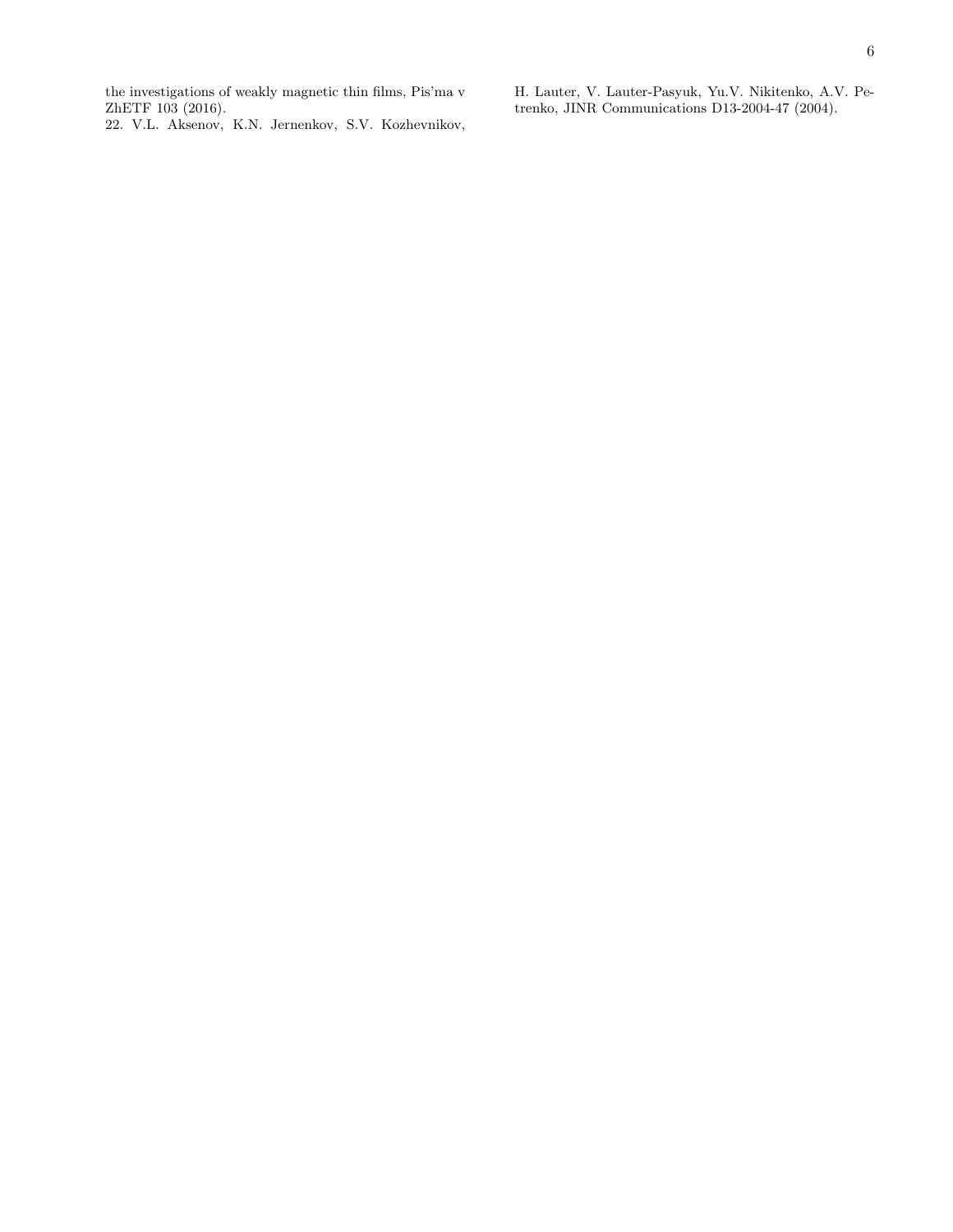the investigations of weakly magnetic thin films, Pis'ma v ZhETF 103 (2016).

22. V.L. Aksenov, K.N. Jernenkov, S.V. Kozhevnikov, H. Lauter, V. Lauter-Pasyuk, Yu.V. Nikitenko, A.V. Petrenko, JINR Communications D13-2004-47 (2004).